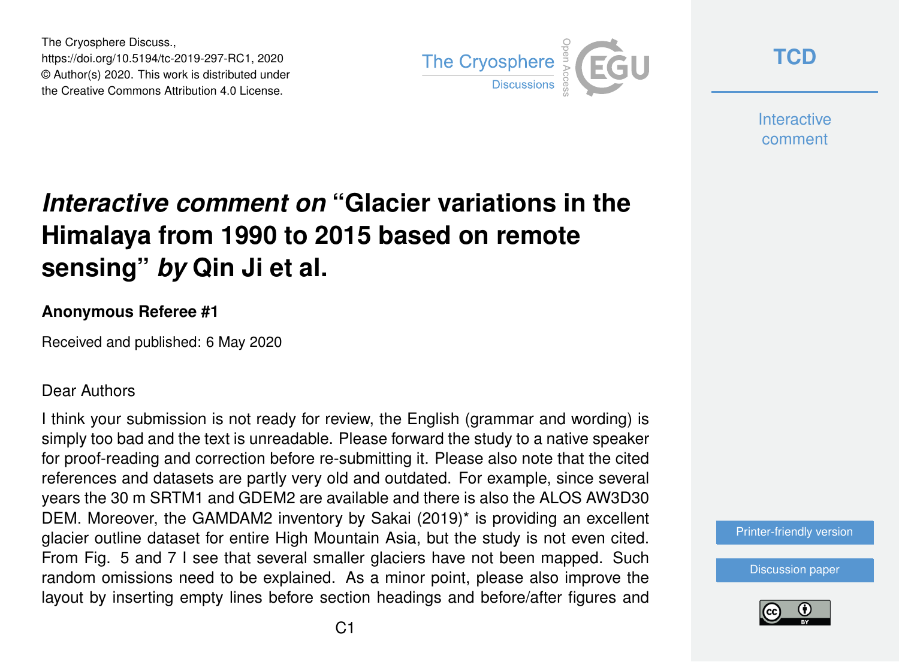The Cryosphere Discuss.,
https://doi.org/10.5194/tc-2019-297-RC1, 2020
© Author(s) 2020. This work is distributed under
the Creative Commons Attribution 4.0 License.

# *Interactive comment on* "Glacier variations in the Himalaya from 1990 to 2015 based on remote sensing" *by* Qin Ji et al.

**Anonymous Referee #1**

Received and published: 6 May 2020

Dear Authors

I think your submission is not ready for review, the English (grammar and wording) is simply too bad and the text is unreadable. Please forward the study to a native speaker for proof-reading and correction before re-submitting it. Please also note that the cited references and datasets are partly very old and outdated. For example, since several years the 30 m SRTM1 and GDEM2 are available and there is also the ALOS AW3D30 DEM. Moreover, the GAMDAM2 inventory by Sakai (2019)* is providing an excellent glacier outline dataset for entire High Mountain Asia, but the study is not even cited. From Fig. 5 and 7 I see that several smaller glaciers have not been mapped. Such random omissions need to be explained. As a minor point, please also improve the layout by inserting empty lines before section headings and before/after figures and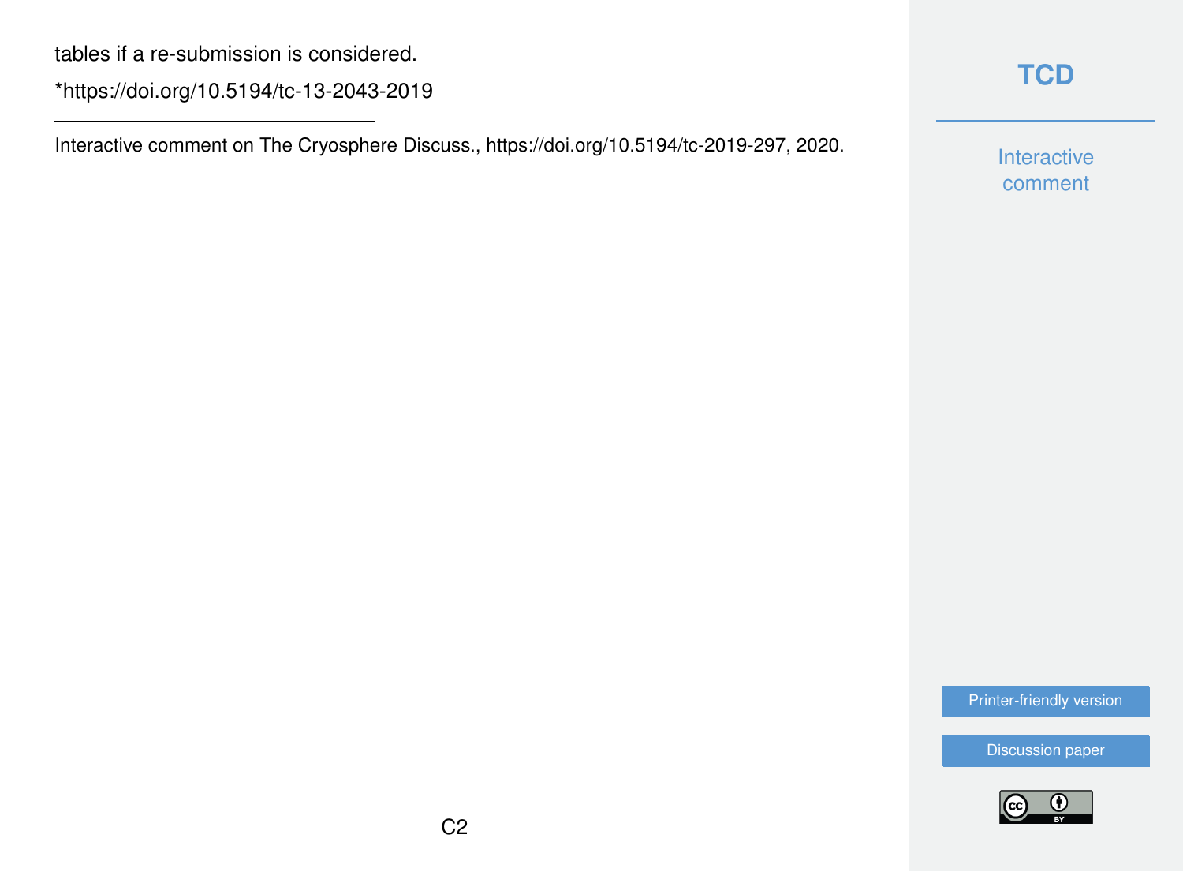tables if a re-submission is considered.

*https://doi.org/10.5194/tc-13-2043-2019

---

Interactive comment on The Cryosphere Discuss., https://doi.org/10.5194/tc-2019-297, 2020.